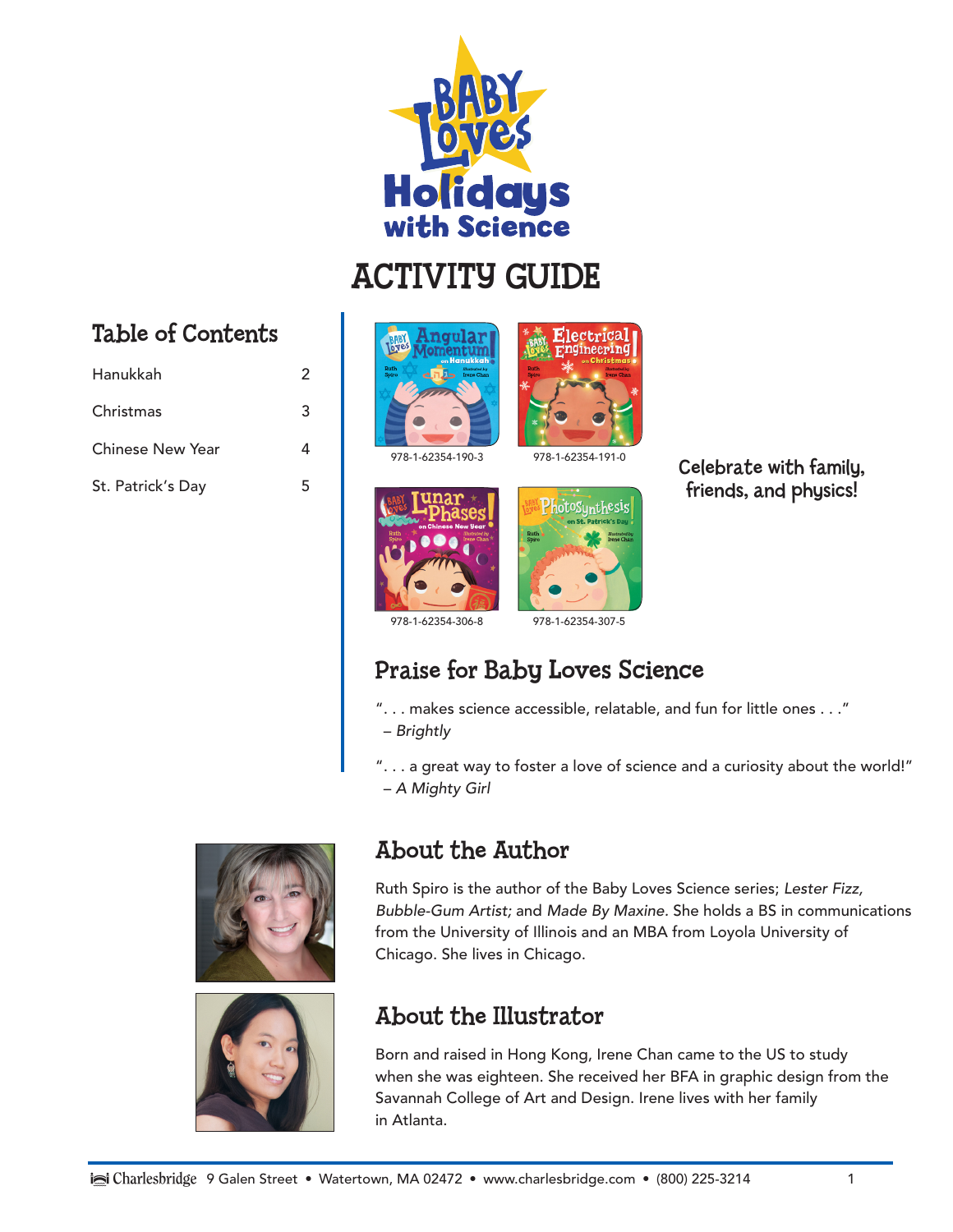# Baby Loves Holidays with Science

# ACTIVITY GUIDE

## Table of Contents

| | |
|---|---|
| Hanukkah | 2 |
| Christmas | 3 |
| Chinese New Year | 4 |
| St. Patrick's Day | 5 |

978-1-62354-190-3

978-1-62354-191-0

978-1-62354-306-8

978-1-62354-307-5

Celebrate with family, friends, and physics!

## Praise for Baby Loves Science

". . . makes science accessible, relatable, and fun for little ones . . ."
– *Brightly*

". . . a great way to foster a love of science and a curiosity about the world!"
– *A Mighty Girl*

## About the Author

Ruth Spiro is the author of the Baby Loves Science series; *Lester Fizz, Bubble-Gum Artist;* and *Made By Maxine*. She holds a BS in communications from the University of Illinois and an MBA from Loyola University of Chicago. She lives in Chicago.

## About the Illustrator

Born and raised in Hong Kong, Irene Chan came to the US to study when she was eighteen. She received her BFA in graphic design from the Savannah College of Art and Design. Irene lives with her family in Atlanta.

Charlesbridge 9 Galen Street • Watertown, MA 02472 • www.charlesbridge.com • (800) 225-3214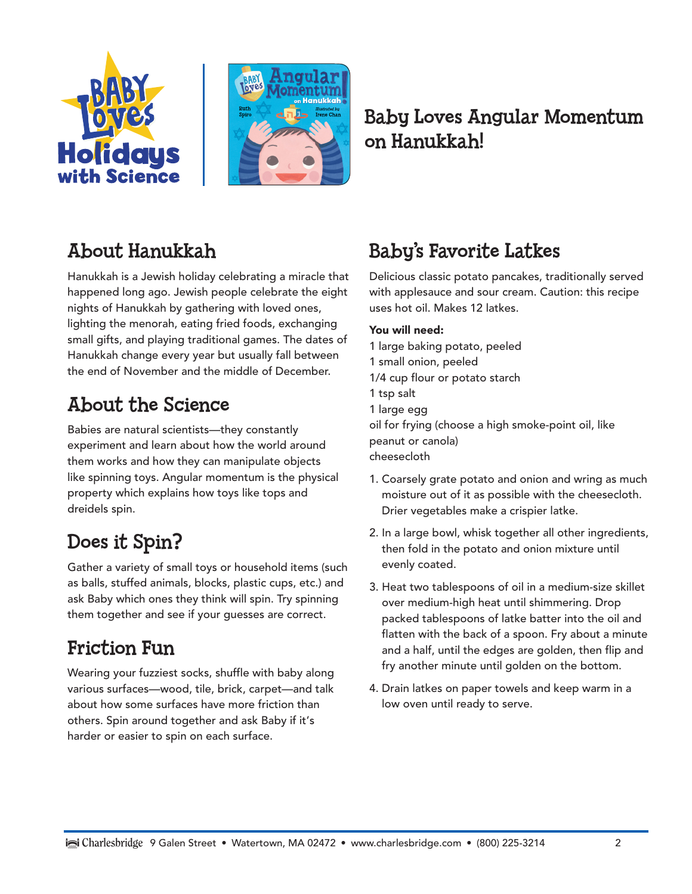# Baby Loves Angular Momentum on Hanukkah!

## About Hanukkah

Hanukkah is a Jewish holiday celebrating a miracle that happened long ago. Jewish people celebrate the eight nights of Hanukkah by gathering with loved ones, lighting the menorah, eating fried foods, exchanging small gifts, and playing traditional games. The dates of Hanukkah change every year but usually fall between the end of November and the middle of December.

## About the Science

Babies are natural scientists—they constantly experiment and learn about how the world around them works and how they can manipulate objects like spinning toys. Angular momentum is the physical property which explains how toys like tops and dreidels spin.

## Does it Spin?

Gather a variety of small toys or household items (such as balls, stuffed animals, blocks, plastic cups, etc.) and ask Baby which ones they think will spin. Try spinning them together and see if your guesses are correct.

## Friction Fun

Wearing your fuzziest socks, shuffle with baby along various surfaces—wood, tile, brick, carpet—and talk about how some surfaces have more friction than others. Spin around together and ask Baby if it's harder or easier to spin on each surface.

## Baby's Favorite Latkes

Delicious classic potato pancakes, traditionally served with applesauce and sour cream. Caution: this recipe uses hot oil. Makes 12 latkes.

**You will need:**

1 large baking potato, peeled
1 small onion, peeled
1/4 cup flour or potato starch
1 tsp salt
1 large egg
oil for frying (choose a high smoke-point oil, like peanut or canola)
cheesecloth

1. Coarsely grate potato and onion and wring as much moisture out of it as possible with the cheesecloth. Drier vegetables make a crispier latke.
2. In a large bowl, whisk together all other ingredients, then fold in the potato and onion mixture until evenly coated.
3. Heat two tablespoons of oil in a medium-size skillet over medium-high heat until shimmering. Drop packed tablespoons of latke batter into the oil and flatten with the back of a spoon. Fry about a minute and a half, until the edges are golden, then flip and fry another minute until golden on the bottom.
4. Drain latkes on paper towels and keep warm in a low oven until ready to serve.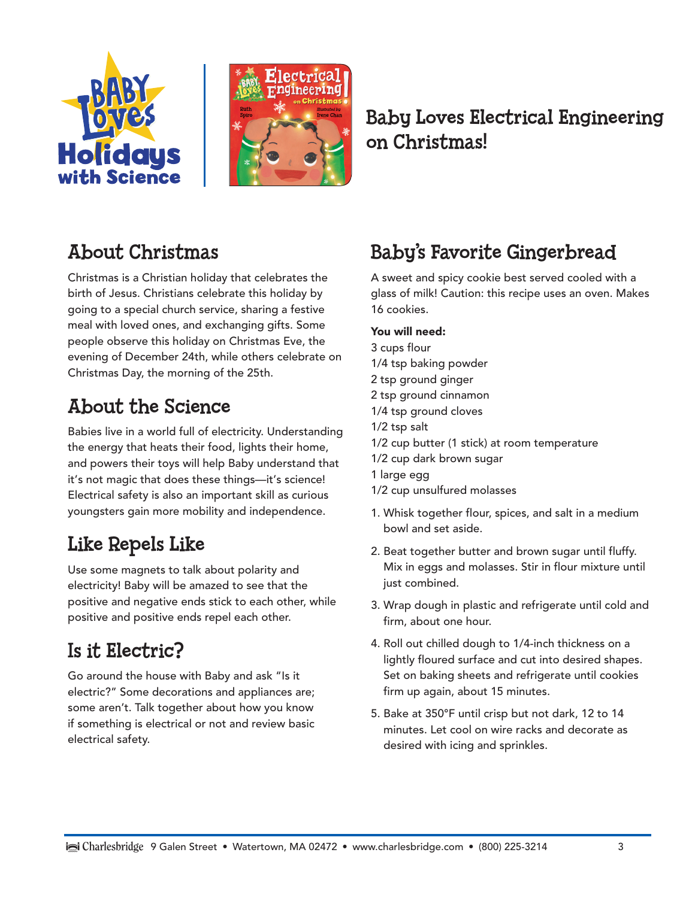# Baby Loves Electrical Engineering on Christmas!

## About Christmas

Christmas is a Christian holiday that celebrates the birth of Jesus. Christians celebrate this holiday by going to a special church service, sharing a festive meal with loved ones, and exchanging gifts. Some people observe this holiday on Christmas Eve, the evening of December 24th, while others celebrate on Christmas Day, the morning of the 25th.

## About the Science

Babies live in a world full of electricity. Understanding the energy that heats their food, lights their home, and powers their toys will help Baby understand that it's not magic that does these things—it's science! Electrical safety is also an important skill as curious youngsters gain more mobility and independence.

## Like Repels Like

Use some magnets to talk about polarity and electricity! Baby will be amazed to see that the positive and negative ends stick to each other, while positive and positive ends repel each other.

## Is it Electric?

Go around the house with Baby and ask "Is it electric?" Some decorations and appliances are; some aren't. Talk together about how you know if something is electrical or not and review basic electrical safety.

## Baby's Favorite Gingerbread

A sweet and spicy cookie best served cooled with a glass of milk! Caution: this recipe uses an oven. Makes 16 cookies.

**You will need:**

3 cups flour
1/4 tsp baking powder
2 tsp ground ginger
2 tsp ground cinnamon
1/4 tsp ground cloves
1/2 tsp salt
1/2 cup butter (1 stick) at room temperature
1/2 cup dark brown sugar
1 large egg
1/2 cup unsulfured molasses

1. Whisk together flour, spices, and salt in a medium bowl and set aside.
2. Beat together butter and brown sugar until fluffy. Mix in eggs and molasses. Stir in flour mixture until just combined.
3. Wrap dough in plastic and refrigerate until cold and firm, about one hour.
4. Roll out chilled dough to 1/4-inch thickness on a lightly floured surface and cut into desired shapes. Set on baking sheets and refrigerate until cookies firm up again, about 15 minutes.
5. Bake at 350°F until crisp but not dark, 12 to 14 minutes. Let cool on wire racks and decorate as desired with icing and sprinkles.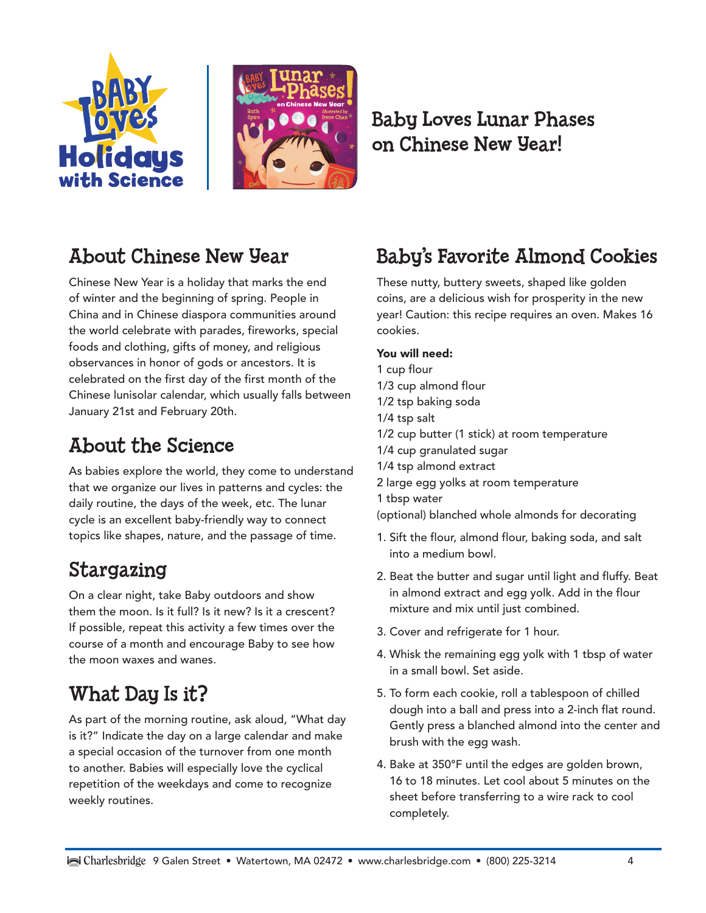# Baby Loves Lunar Phases on Chinese New Year!

## About Chinese New Year

Chinese New Year is a holiday that marks the end of winter and the beginning of spring. People in China and in Chinese diaspora communities around the world celebrate with parades, fireworks, special foods and clothing, gifts of money, and religious observances in honor of gods or ancestors. It is celebrated on the first day of the first month of the Chinese lunisolar calendar, which usually falls between January 21st and February 20th.

## About the Science

As babies explore the world, they come to understand that we organize our lives in patterns and cycles: the daily routine, the days of the week, etc. The lunar cycle is an excellent baby-friendly way to connect topics like shapes, nature, and the passage of time.

## Stargazing

On a clear night, take Baby outdoors and show them the moon. Is it full? Is it new? Is it a crescent? If possible, repeat this activity a few times over the course of a month and encourage Baby to see how the moon waxes and wanes.

## What Day Is it?

As part of the morning routine, ask aloud, "What day is it?" Indicate the day on a large calendar and make a special occasion of the turnover from one month to another. Babies will especially love the cyclical repetition of the weekdays and come to recognize weekly routines.

## Baby's Favorite Almond Cookies

These nutty, buttery sweets, shaped like golden coins, are a delicious wish for prosperity in the new year! Caution: this recipe requires an oven. Makes 16 cookies.

**You will need:**

1 cup flour
1/3 cup almond flour
1/2 tsp baking soda
1/4 tsp salt
1/2 cup butter (1 stick) at room temperature
1/4 cup granulated sugar
1/4 tsp almond extract
2 large egg yolks at room temperature
1 tbsp water
(optional) blanched whole almonds for decorating

1. Sift the flour, almond flour, baking soda, and salt into a medium bowl.
2. Beat the butter and sugar until light and fluffy. Beat in almond extract and egg yolk. Add in the flour mixture and mix until just combined.
3. Cover and refrigerate for 1 hour.
4. Whisk the remaining egg yolk with 1 tbsp of water in a small bowl. Set aside.
5. To form each cookie, roll a tablespoon of chilled dough into a ball and press into a 2-inch flat round. Gently press a blanched almond into the center and brush with the egg wash.

4. Bake at 350°F until the edges are golden brown, 16 to 18 minutes. Let cool about 5 minutes on the sheet before transferring to a wire rack to cool completely.

Charlesbridge 9 Galen Street • Watertown, MA 02472 • www.charlesbridge.com • (800) 225-3214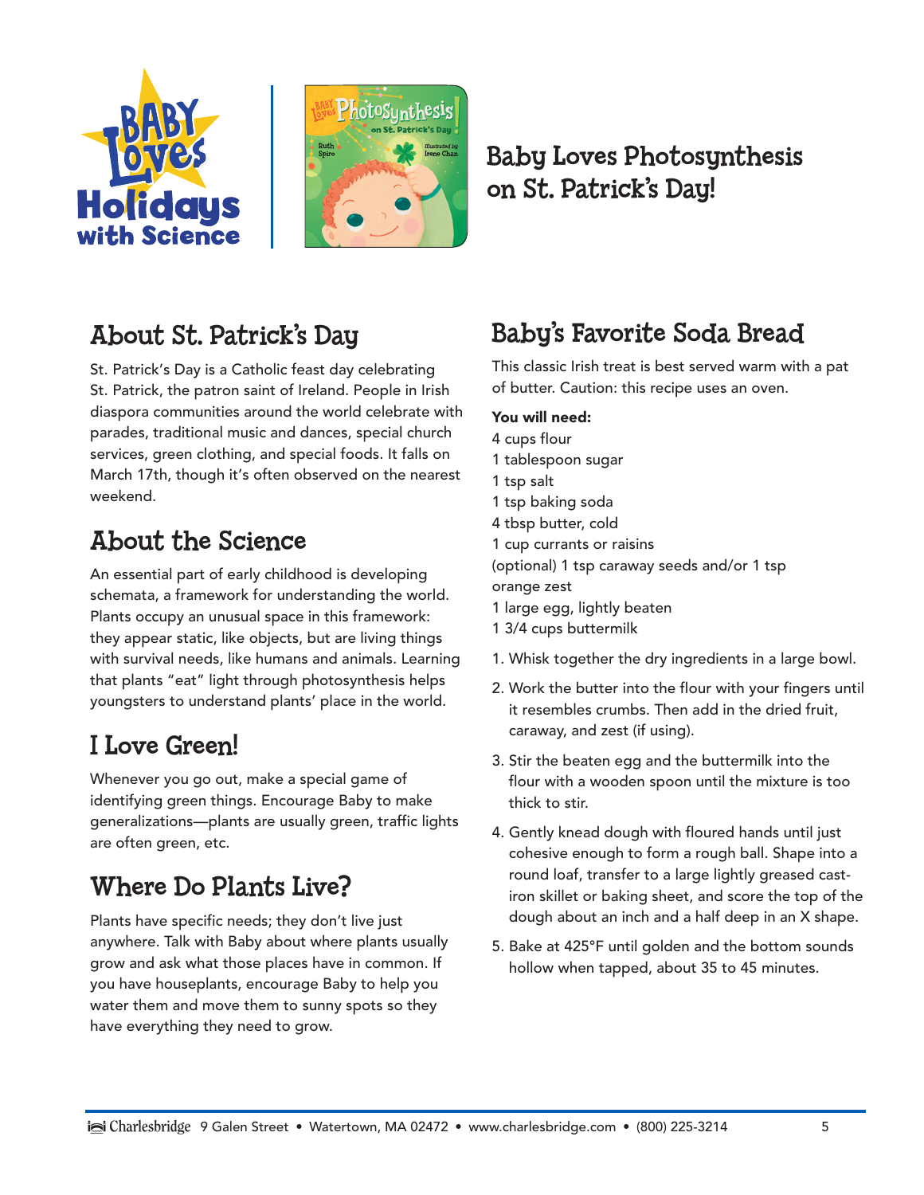# Baby Loves Photosynthesis on St. Patrick's Day!

## About St. Patrick's Day

St. Patrick's Day is a Catholic feast day celebrating St. Patrick, the patron saint of Ireland. People in Irish diaspora communities around the world celebrate with parades, traditional music and dances, special church services, green clothing, and special foods. It falls on March 17th, though it's often observed on the nearest weekend.

## About the Science

An essential part of early childhood is developing schemata, a framework for understanding the world. Plants occupy an unusual space in this framework: they appear static, like objects, but are living things with survival needs, like humans and animals. Learning that plants "eat" light through photosynthesis helps youngsters to understand plants' place in the world.

## I Love Green!

Whenever you go out, make a special game of identifying green things. Encourage Baby to make generalizations—plants are usually green, traffic lights are often green, etc.

## Where Do Plants Live?

Plants have specific needs; they don't live just anywhere. Talk with Baby about where plants usually grow and ask what those places have in common. If you have houseplants, encourage Baby to help you water them and move them to sunny spots so they have everything they need to grow.

## Baby's Favorite Soda Bread

This classic Irish treat is best served warm with a pat of butter. Caution: this recipe uses an oven.

**You will need:**

4 cups flour
1 tablespoon sugar
1 tsp salt
1 tsp baking soda
4 tbsp butter, cold
1 cup currants or raisins
(optional) 1 tsp caraway seeds and/or 1 tsp orange zest
1 large egg, lightly beaten
1 3/4 cups buttermilk

1. Whisk together the dry ingredients in a large bowl.
2. Work the butter into the flour with your fingers until it resembles crumbs. Then add in the dried fruit, caraway, and zest (if using).
3. Stir the beaten egg and the buttermilk into the flour with a wooden spoon until the mixture is too thick to stir.
4. Gently knead dough with floured hands until just cohesive enough to form a rough ball. Shape into a round loaf, transfer to a large lightly greased cast-iron skillet or baking sheet, and score the top of the dough about an inch and a half deep in an X shape.
5. Bake at 425°F until golden and the bottom sounds hollow when tapped, about 35 to 45 minutes.